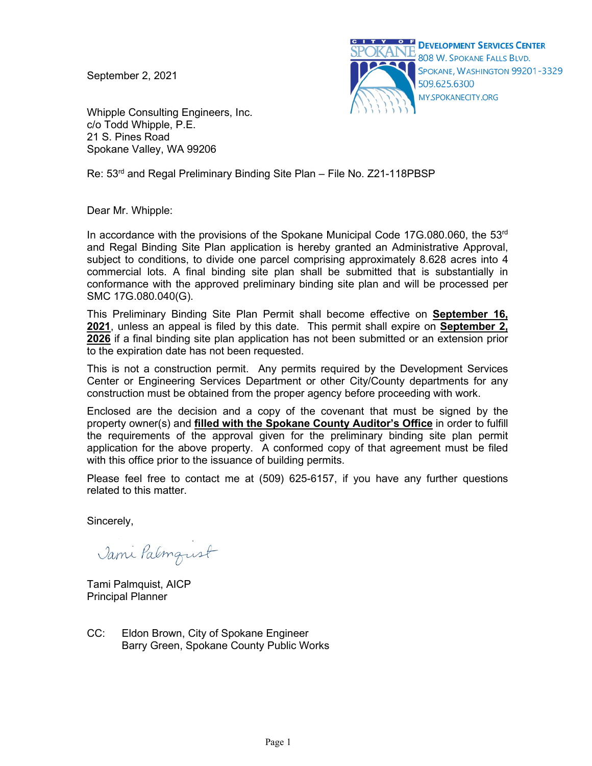CITY OF SPOKANE

**DEVELOPMENT SERVICES CENTER**
808 W. SPOKANE FALLS BLVD.
SPOKANE, WASHINGTON 99201-3329
509.625.6300
MY.SPOKANECITY.ORG

September 2, 2021

Whipple Consulting Engineers, Inc.
c/o Todd Whipple, P.E.
21 S. Pines Road
Spokane Valley, WA 99206

Re: 53rd and Regal Preliminary Binding Site Plan – File No. Z21-118PBSP

Dear Mr. Whipple:

In accordance with the provisions of the Spokane Municipal Code 17G.080.060, the 53rd and Regal Binding Site Plan application is hereby granted an Administrative Approval, subject to conditions, to divide one parcel comprising approximately 8.628 acres into 4 commercial lots. A final binding site plan shall be submitted that is substantially in conformance with the approved preliminary binding site plan and will be processed per SMC 17G.080.040(G).

This Preliminary Binding Site Plan Permit shall become effective on **September 16, 2021**, unless an appeal is filed by this date. This permit shall expire on **September 2, 2026** if a final binding site plan application has not been submitted or an extension prior to the expiration date has not been requested.

This is not a construction permit. Any permits required by the Development Services Center or Engineering Services Department or other City/County departments for any construction must be obtained from the proper agency before proceeding with work.

Enclosed are the decision and a copy of the covenant that must be signed by the property owner(s) and **filled with the Spokane County Auditor's Office** in order to fulfill the requirements of the approval given for the preliminary binding site plan permit application for the above property. A conformed copy of that agreement must be filed with this office prior to the issuance of building permits.

Please feel free to contact me at (509) 625-6157, if you have any further questions related to this matter.

Sincerely,

Tami Palmquist

Tami Palmquist, AICP
Principal Planner

CC: Eldon Brown, City of Spokane Engineer
Barry Green, Spokane County Public Works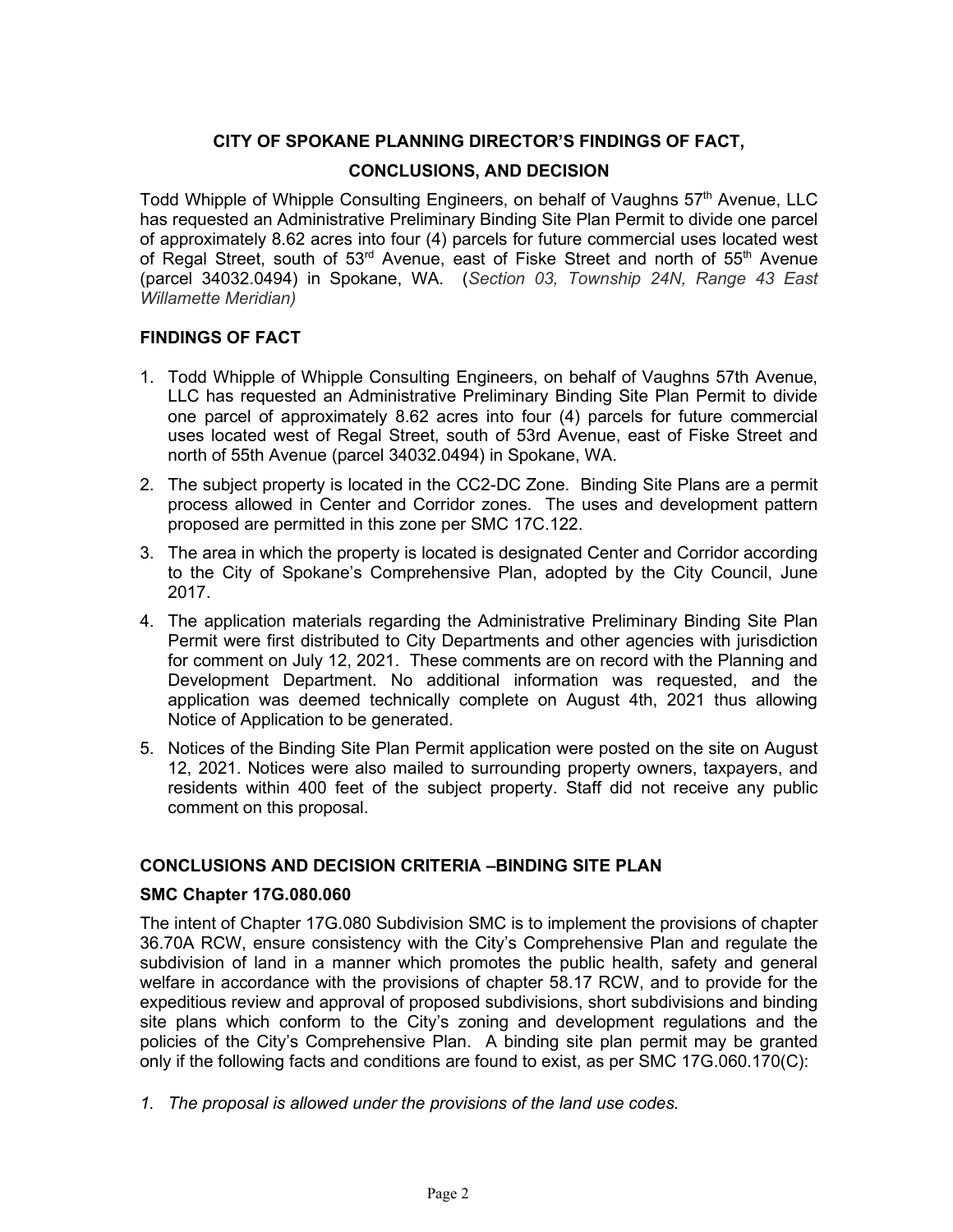**CITY OF SPOKANE PLANNING DIRECTOR'S FINDINGS OF FACT,**

**CONCLUSIONS, AND DECISION**

Todd Whipple of Whipple Consulting Engineers, on behalf of Vaughns 57th Avenue, LLC has requested an Administrative Preliminary Binding Site Plan Permit to divide one parcel of approximately 8.62 acres into four (4) parcels for future commercial uses located west of Regal Street, south of 53rd Avenue, east of Fiske Street and north of 55th Avenue (parcel 34032.0494) in Spokane, WA. (*Section 03, Township 24N, Range 43 East Willamette Meridian)*

## FINDINGS OF FACT

1. Todd Whipple of Whipple Consulting Engineers, on behalf of Vaughns 57th Avenue, LLC has requested an Administrative Preliminary Binding Site Plan Permit to divide one parcel of approximately 8.62 acres into four (4) parcels for future commercial uses located west of Regal Street, south of 53rd Avenue, east of Fiske Street and north of 55th Avenue (parcel 34032.0494) in Spokane, WA.
2. The subject property is located in the CC2-DC Zone. Binding Site Plans are a permit process allowed in Center and Corridor zones. The uses and development pattern proposed are permitted in this zone per SMC 17C.122.
3. The area in which the property is located is designated Center and Corridor according to the City of Spokane's Comprehensive Plan, adopted by the City Council, June 2017.
4. The application materials regarding the Administrative Preliminary Binding Site Plan Permit were first distributed to City Departments and other agencies with jurisdiction for comment on July 12, 2021. These comments are on record with the Planning and Development Department. No additional information was requested, and the application was deemed technically complete on August 4th, 2021 thus allowing Notice of Application to be generated.
5. Notices of the Binding Site Plan Permit application were posted on the site on August 12, 2021. Notices were also mailed to surrounding property owners, taxpayers, and residents within 400 feet of the subject property. Staff did not receive any public comment on this proposal.

## CONCLUSIONS AND DECISION CRITERIA –BINDING SITE PLAN

### SMC Chapter 17G.080.060

The intent of Chapter 17G.080 Subdivision SMC is to implement the provisions of chapter 36.70A RCW, ensure consistency with the City's Comprehensive Plan and regulate the subdivision of land in a manner which promotes the public health, safety and general welfare in accordance with the provisions of chapter 58.17 RCW, and to provide for the expeditious review and approval of proposed subdivisions, short subdivisions and binding site plans which conform to the City's zoning and development regulations and the policies of the City's Comprehensive Plan. A binding site plan permit may be granted only if the following facts and conditions are found to exist, as per SMC 17G.060.170(C):

1. *The proposal is allowed under the provisions of the land use codes.*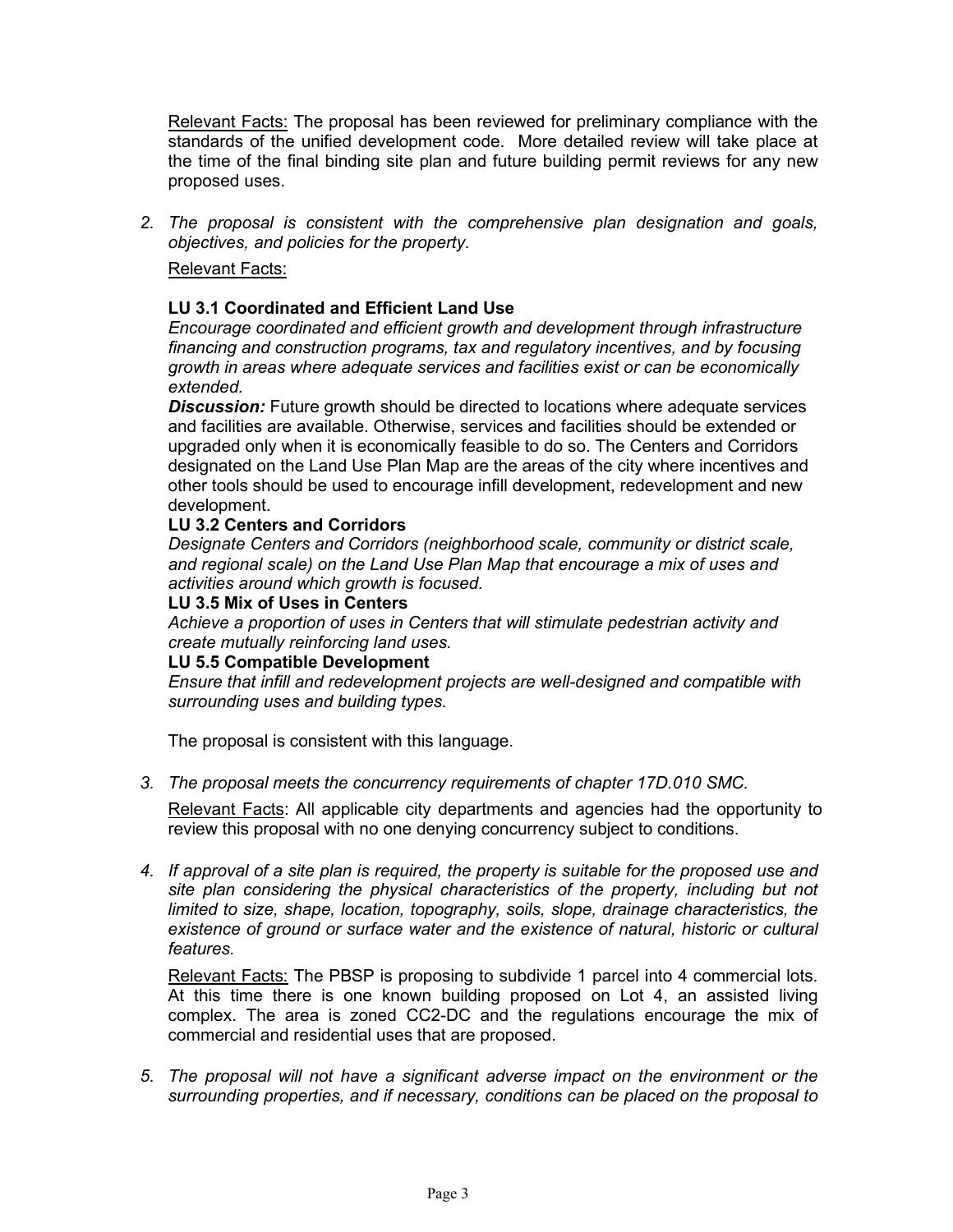Relevant Facts: The proposal has been reviewed for preliminary compliance with the standards of the unified development code. More detailed review will take place at the time of the final binding site plan and future building permit reviews for any new proposed uses.

2. *The proposal is consistent with the comprehensive plan designation and goals, objectives, and policies for the property.*

   Relevant Facts:

   **LU 3.1 Coordinated and Efficient Land Use**
   *Encourage coordinated and efficient growth and development through infrastructure financing and construction programs, tax and regulatory incentives, and by focusing growth in areas where adequate services and facilities exist or can be economically extended.*
   ***Discussion:*** Future growth should be directed to locations where adequate services and facilities are available. Otherwise, services and facilities should be extended or upgraded only when it is economically feasible to do so. The Centers and Corridors designated on the Land Use Plan Map are the areas of the city where incentives and other tools should be used to encourage infill development, redevelopment and new development.
   **LU 3.2 Centers and Corridors**
   *Designate Centers and Corridors (neighborhood scale, community or district scale, and regional scale) on the Land Use Plan Map that encourage a mix of uses and activities around which growth is focused.*
   **LU 3.5 Mix of Uses in Centers**
   *Achieve a proportion of uses in Centers that will stimulate pedestrian activity and create mutually reinforcing land uses.*
   **LU 5.5 Compatible Development**
   *Ensure that infill and redevelopment projects are well-designed and compatible with surrounding uses and building types.*

   The proposal is consistent with this language.

3. *The proposal meets the concurrency requirements of chapter 17D.010 SMC.*

   Relevant Facts: All applicable city departments and agencies had the opportunity to review this proposal with no one denying concurrency subject to conditions.

4. *If approval of a site plan is required, the property is suitable for the proposed use and site plan considering the physical characteristics of the property, including but not limited to size, shape, location, topography, soils, slope, drainage characteristics, the existence of ground or surface water and the existence of natural, historic or cultural features.*

   Relevant Facts: The PBSP is proposing to subdivide 1 parcel into 4 commercial lots. At this time there is one known building proposed on Lot 4, an assisted living complex. The area is zoned CC2-DC and the regulations encourage the mix of commercial and residential uses that are proposed.

5. *The proposal will not have a significant adverse impact on the environment or the surrounding properties, and if necessary, conditions can be placed on the proposal to*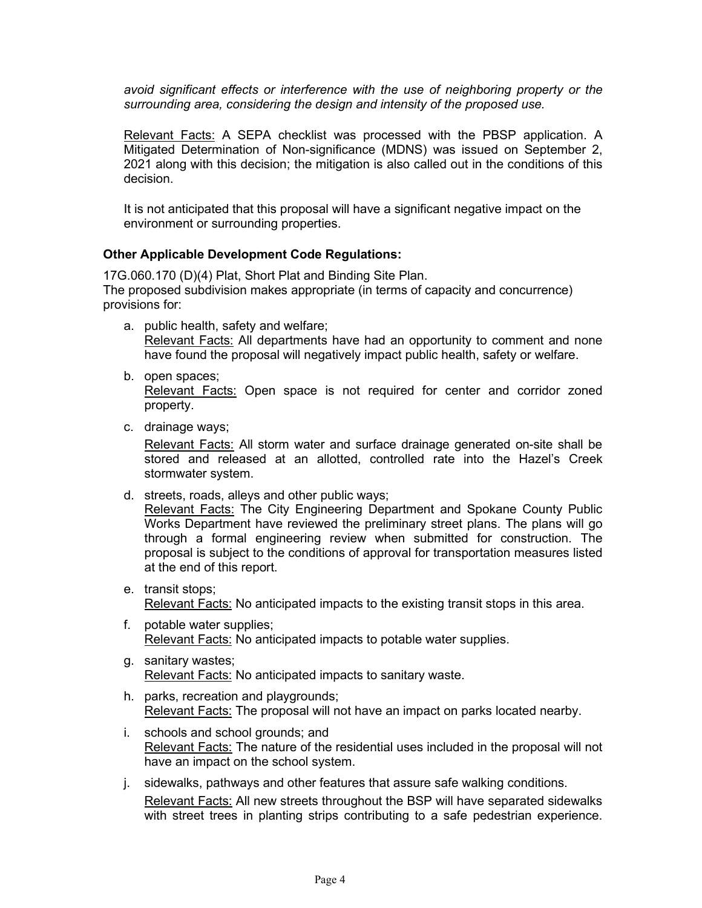*avoid significant effects or interference with the use of neighboring property or the surrounding area, considering the design and intensity of the proposed use.*

Relevant Facts: A SEPA checklist was processed with the PBSP application. A Mitigated Determination of Non-significance (MDNS) was issued on September 2, 2021 along with this decision; the mitigation is also called out in the conditions of this decision.

It is not anticipated that this proposal will have a significant negative impact on the environment or surrounding properties.

**Other Applicable Development Code Regulations:**

17G.060.170 (D)(4) Plat, Short Plat and Binding Site Plan.
The proposed subdivision makes appropriate (in terms of capacity and concurrence) provisions for:

a. public health, safety and welfare;
   Relevant Facts: All departments have had an opportunity to comment and none have found the proposal will negatively impact public health, safety or welfare.

b. open spaces;
   Relevant Facts: Open space is not required for center and corridor zoned property.

c. drainage ways;
   Relevant Facts: All storm water and surface drainage generated on-site shall be stored and released at an allotted, controlled rate into the Hazel's Creek stormwater system.

d. streets, roads, alleys and other public ways;
   Relevant Facts: The City Engineering Department and Spokane County Public Works Department have reviewed the preliminary street plans. The plans will go through a formal engineering review when submitted for construction. The proposal is subject to the conditions of approval for transportation measures listed at the end of this report.

e. transit stops;
   Relevant Facts: No anticipated impacts to the existing transit stops in this area.

f. potable water supplies;
   Relevant Facts: No anticipated impacts to potable water supplies.

g. sanitary wastes;
   Relevant Facts: No anticipated impacts to sanitary waste.

h. parks, recreation and playgrounds;
   Relevant Facts: The proposal will not have an impact on parks located nearby.

i. schools and school grounds; and
   Relevant Facts: The nature of the residential uses included in the proposal will not have an impact on the school system.

j. sidewalks, pathways and other features that assure safe walking conditions.
   Relevant Facts: All new streets throughout the BSP will have separated sidewalks with street trees in planting strips contributing to a safe pedestrian experience.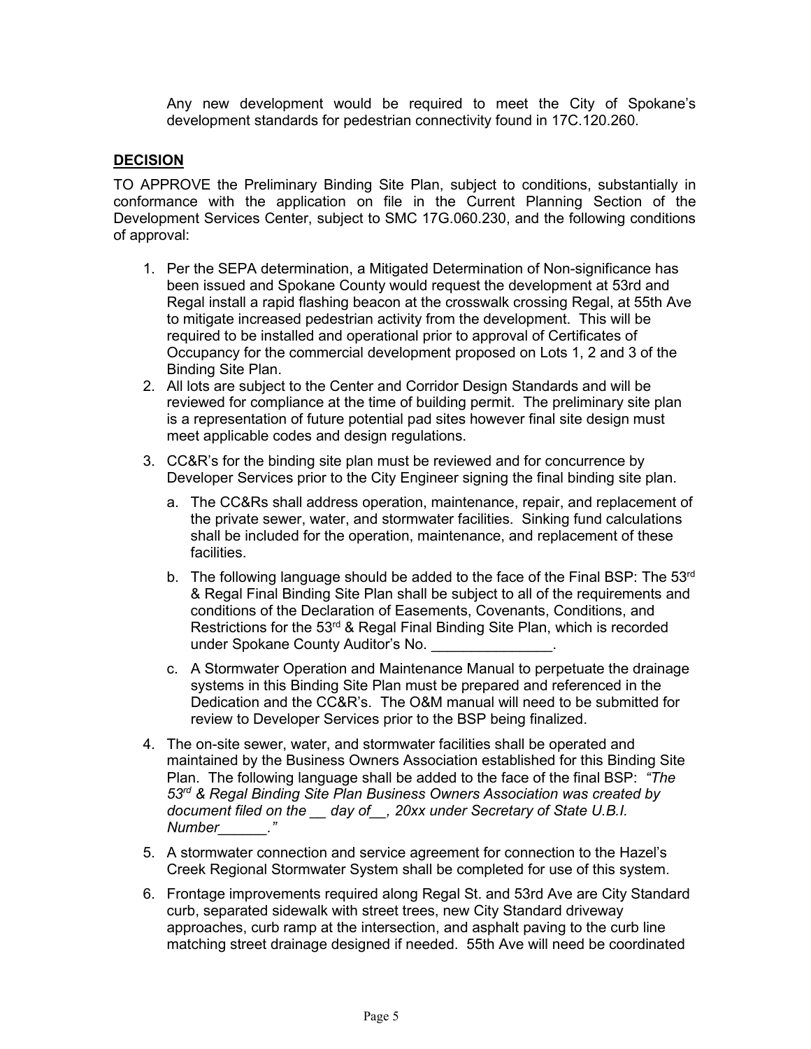Any new development would be required to meet the City of Spokane's development standards for pedestrian connectivity found in 17C.120.260.

## DECISION

TO APPROVE the Preliminary Binding Site Plan, subject to conditions, substantially in conformance with the application on file in the Current Planning Section of the Development Services Center, subject to SMC 17G.060.230, and the following conditions of approval:

1. Per the SEPA determination, a Mitigated Determination of Non-significance has been issued and Spokane County would request the development at 53rd and Regal install a rapid flashing beacon at the crosswalk crossing Regal, at 55th Ave to mitigate increased pedestrian activity from the development. This will be required to be installed and operational prior to approval of Certificates of Occupancy for the commercial development proposed on Lots 1, 2 and 3 of the Binding Site Plan.
2. All lots are subject to the Center and Corridor Design Standards and will be reviewed for compliance at the time of building permit. The preliminary site plan is a representation of future potential pad sites however final site design must meet applicable codes and design regulations.
3. CC&R's for the binding site plan must be reviewed and for concurrence by Developer Services prior to the City Engineer signing the final binding site plan.
   a. The CC&Rs shall address operation, maintenance, repair, and replacement of the private sewer, water, and stormwater facilities. Sinking fund calculations shall be included for the operation, maintenance, and replacement of these facilities.
   b. The following language should be added to the face of the Final BSP: The 53rd & Regal Final Binding Site Plan shall be subject to all of the requirements and conditions of the Declaration of Easements, Covenants, Conditions, and Restrictions for the 53rd & Regal Final Binding Site Plan, which is recorded under Spokane County Auditor's No. _______________.
   c. A Stormwater Operation and Maintenance Manual to perpetuate the drainage systems in this Binding Site Plan must be prepared and referenced in the Dedication and the CC&R's. The O&M manual will need to be submitted for review to Developer Services prior to the BSP being finalized.
4. The on-site sewer, water, and stormwater facilities shall be operated and maintained by the Business Owners Association established for this Binding Site Plan. The following language shall be added to the face of the final BSP: *"The 53rd & Regal Binding Site Plan Business Owners Association was created by document filed on the __ day of__, 20xx under Secretary of State U.B.I. Number______."*
5. A stormwater connection and service agreement for connection to the Hazel's Creek Regional Stormwater System shall be completed for use of this system.
6. Frontage improvements required along Regal St. and 53rd Ave are City Standard curb, separated sidewalk with street trees, new City Standard driveway approaches, curb ramp at the intersection, and asphalt paving to the curb line matching street drainage designed if needed. 55th Ave will need be coordinated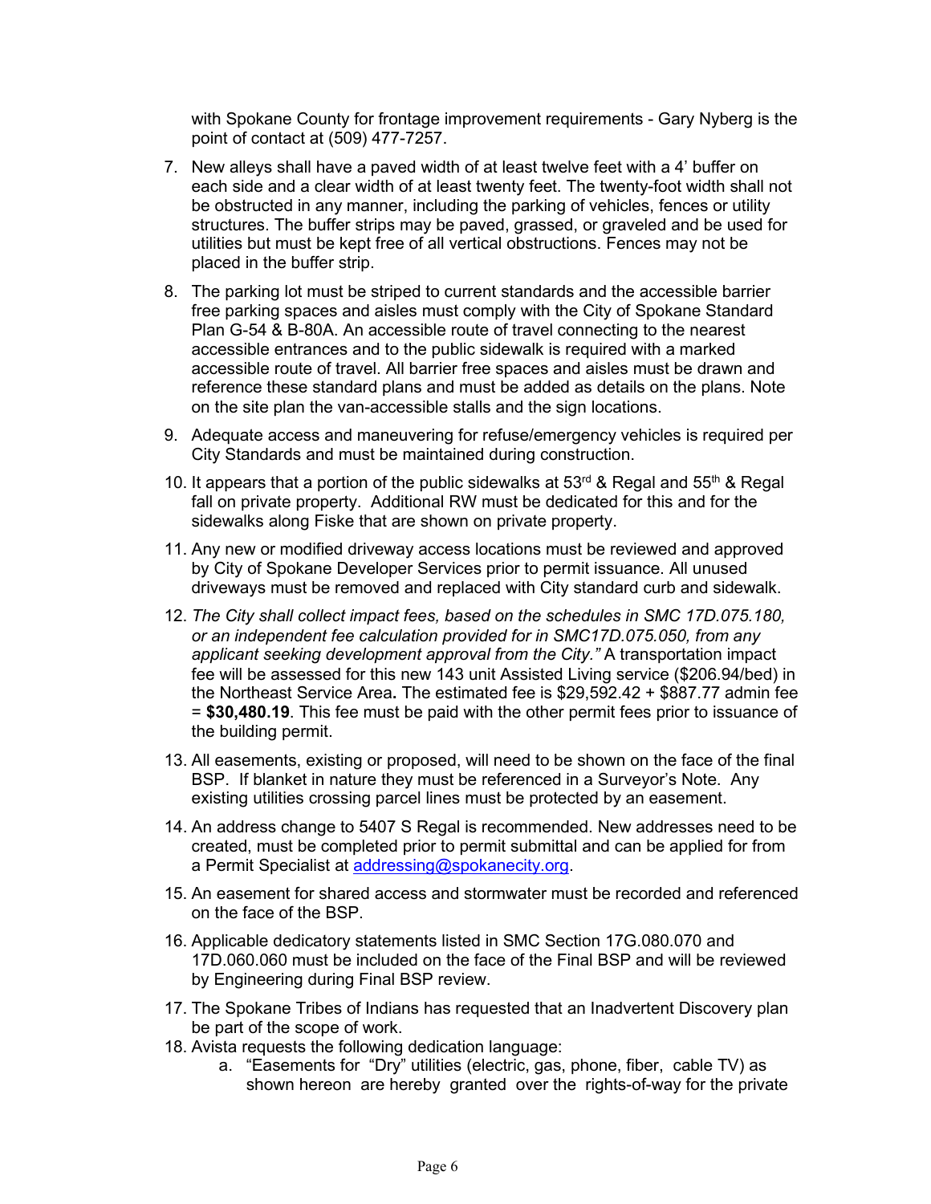with Spokane County for frontage improvement requirements - Gary Nyberg is the point of contact at (509) 477-7257.

7. New alleys shall have a paved width of at least twelve feet with a 4' buffer on each side and a clear width of at least twenty feet. The twenty-foot width shall not be obstructed in any manner, including the parking of vehicles, fences or utility structures. The buffer strips may be paved, grassed, or graveled and be used for utilities but must be kept free of all vertical obstructions. Fences may not be placed in the buffer strip.

8. The parking lot must be striped to current standards and the accessible barrier free parking spaces and aisles must comply with the City of Spokane Standard Plan G-54 & B-80A. An accessible route of travel connecting to the nearest accessible entrances and to the public sidewalk is required with a marked accessible route of travel. All barrier free spaces and aisles must be drawn and reference these standard plans and must be added as details on the plans. Note on the site plan the van-accessible stalls and the sign locations.

9. Adequate access and maneuvering for refuse/emergency vehicles is required per City Standards and must be maintained during construction.

10. It appears that a portion of the public sidewalks at 53rd & Regal and 55th & Regal fall on private property. Additional RW must be dedicated for this and for the sidewalks along Fiske that are shown on private property.

11. Any new or modified driveway access locations must be reviewed and approved by City of Spokane Developer Services prior to permit issuance. All unused driveways must be removed and replaced with City standard curb and sidewalk.

12. *The City shall collect impact fees, based on the schedules in SMC 17D.075.180, or an independent fee calculation provided for in SMC17D.075.050, from any applicant seeking development approval from the City."* A transportation impact fee will be assessed for this new 143 unit Assisted Living service ($206.94/bed) in the Northeast Service Area**.** The estimated fee is $29,592.42 + $887.77 admin fee = **$30,480.19**. This fee must be paid with the other permit fees prior to issuance of the building permit.

13. All easements, existing or proposed, will need to be shown on the face of the final BSP. If blanket in nature they must be referenced in a Surveyor's Note. Any existing utilities crossing parcel lines must be protected by an easement.

14. An address change to 5407 S Regal is recommended. New addresses need to be created, must be completed prior to permit submittal and can be applied for from a Permit Specialist at addressing@spokanecity.org.

15. An easement for shared access and stormwater must be recorded and referenced on the face of the BSP.

16. Applicable dedicatory statements listed in SMC Section 17G.080.070 and 17D.060.060 must be included on the face of the Final BSP and will be reviewed by Engineering during Final BSP review.

17. The Spokane Tribes of Indians has requested that an Inadvertent Discovery plan be part of the scope of work.

18. Avista requests the following dedication language:
    a. "Easements for "Dry" utilities (electric, gas, phone, fiber, cable TV) as shown hereon are hereby granted over the rights-of-way for the private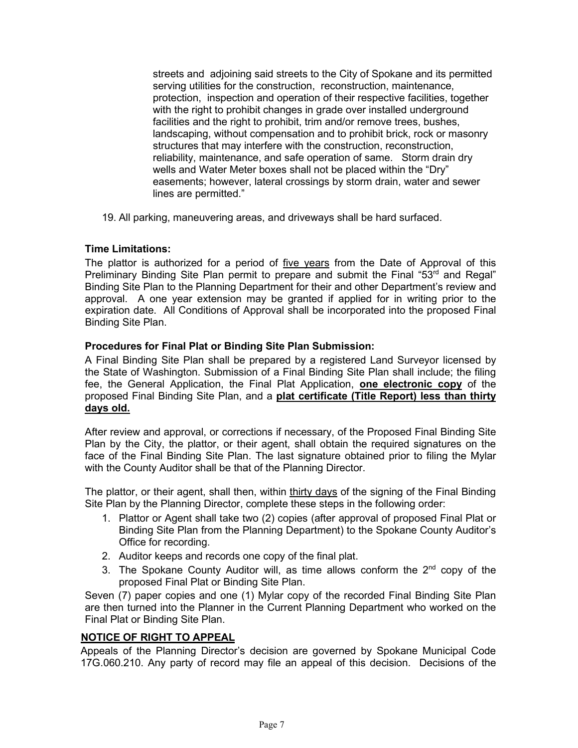streets and adjoining said streets to the City of Spokane and its permitted serving utilities for the construction, reconstruction, maintenance, protection, inspection and operation of their respective facilities, together with the right to prohibit changes in grade over installed underground facilities and the right to prohibit, trim and/or remove trees, bushes, landscaping, without compensation and to prohibit brick, rock or masonry structures that may interfere with the construction, reconstruction, reliability, maintenance, and safe operation of same. Storm drain dry wells and Water Meter boxes shall not be placed within the "Dry" easements; however, lateral crossings by storm drain, water and sewer lines are permitted."

19. All parking, maneuvering areas, and driveways shall be hard surfaced.

**Time Limitations:**

The plattor is authorized for a period of five years from the Date of Approval of this Preliminary Binding Site Plan permit to prepare and submit the Final "53rd and Regal" Binding Site Plan to the Planning Department for their and other Department's review and approval. A one year extension may be granted if applied for in writing prior to the expiration date. All Conditions of Approval shall be incorporated into the proposed Final Binding Site Plan.

**Procedures for Final Plat or Binding Site Plan Submission:**

A Final Binding Site Plan shall be prepared by a registered Land Surveyor licensed by the State of Washington. Submission of a Final Binding Site Plan shall include; the filing fee, the General Application, the Final Plat Application, **one electronic copy** of the proposed Final Binding Site Plan, and a **plat certificate (Title Report) less than thirty days old.**

After review and approval, or corrections if necessary, of the Proposed Final Binding Site Plan by the City, the plattor, or their agent, shall obtain the required signatures on the face of the Final Binding Site Plan. The last signature obtained prior to filing the Mylar with the County Auditor shall be that of the Planning Director.

The plattor, or their agent, shall then, within thirty days of the signing of the Final Binding Site Plan by the Planning Director, complete these steps in the following order:

1. Plattor or Agent shall take two (2) copies (after approval of proposed Final Plat or Binding Site Plan from the Planning Department) to the Spokane County Auditor's Office for recording.
2. Auditor keeps and records one copy of the final plat.
3. The Spokane County Auditor will, as time allows conform the 2nd copy of the proposed Final Plat or Binding Site Plan.

Seven (7) paper copies and one (1) Mylar copy of the recorded Final Binding Site Plan are then turned into the Planner in the Current Planning Department who worked on the Final Plat or Binding Site Plan.

**NOTICE OF RIGHT TO APPEAL**

Appeals of the Planning Director's decision are governed by Spokane Municipal Code 17G.060.210. Any party of record may file an appeal of this decision. Decisions of the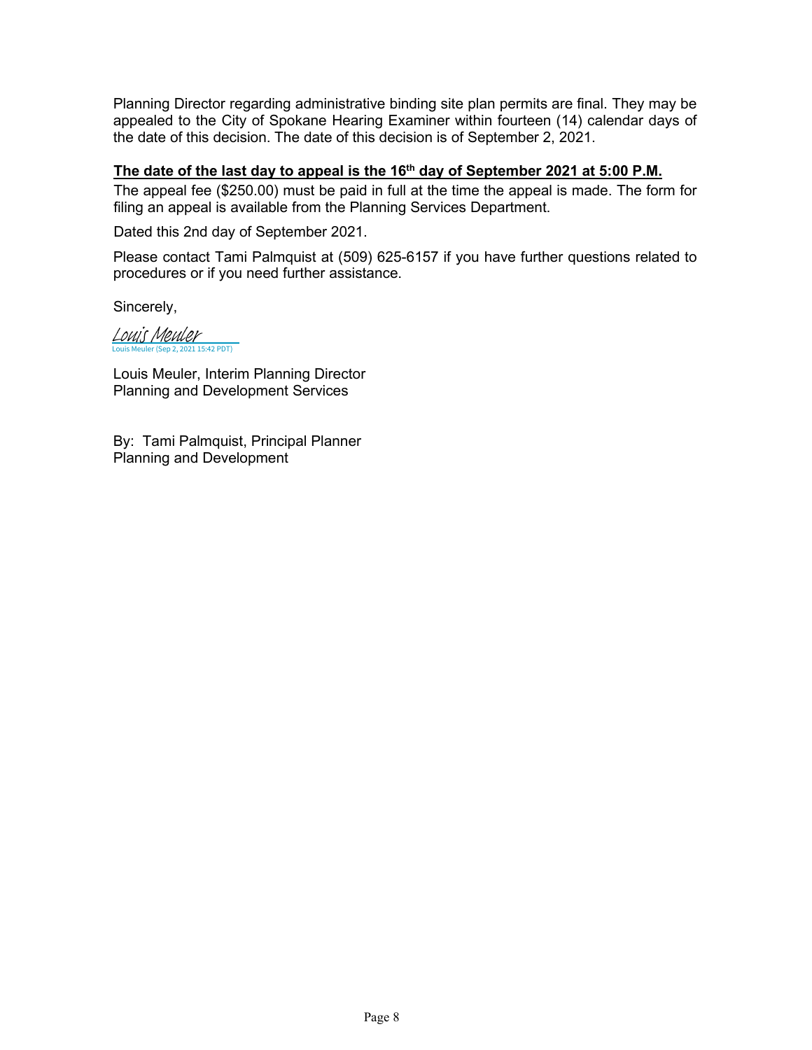Planning Director regarding administrative binding site plan permits are final. They may be appealed to the City of Spokane Hearing Examiner within fourteen (14) calendar days of the date of this decision. The date of this decision is of September 2, 2021.

**The date of the last day to appeal is the 16th day of September 2021 at 5:00 P.M.**

The appeal fee ($250.00) must be paid in full at the time the appeal is made. The form for filing an appeal is available from the Planning Services Department.

Dated this 2nd day of September 2021.

Please contact Tami Palmquist at (509) 625-6157 if you have further questions related to procedures or if you need further assistance.

Sincerely,

Louis Meuler
Louis Meuler (Sep 2, 2021 15:42 PDT)

Louis Meuler, Interim Planning Director
Planning and Development Services

By: Tami Palmquist, Principal Planner
Planning and Development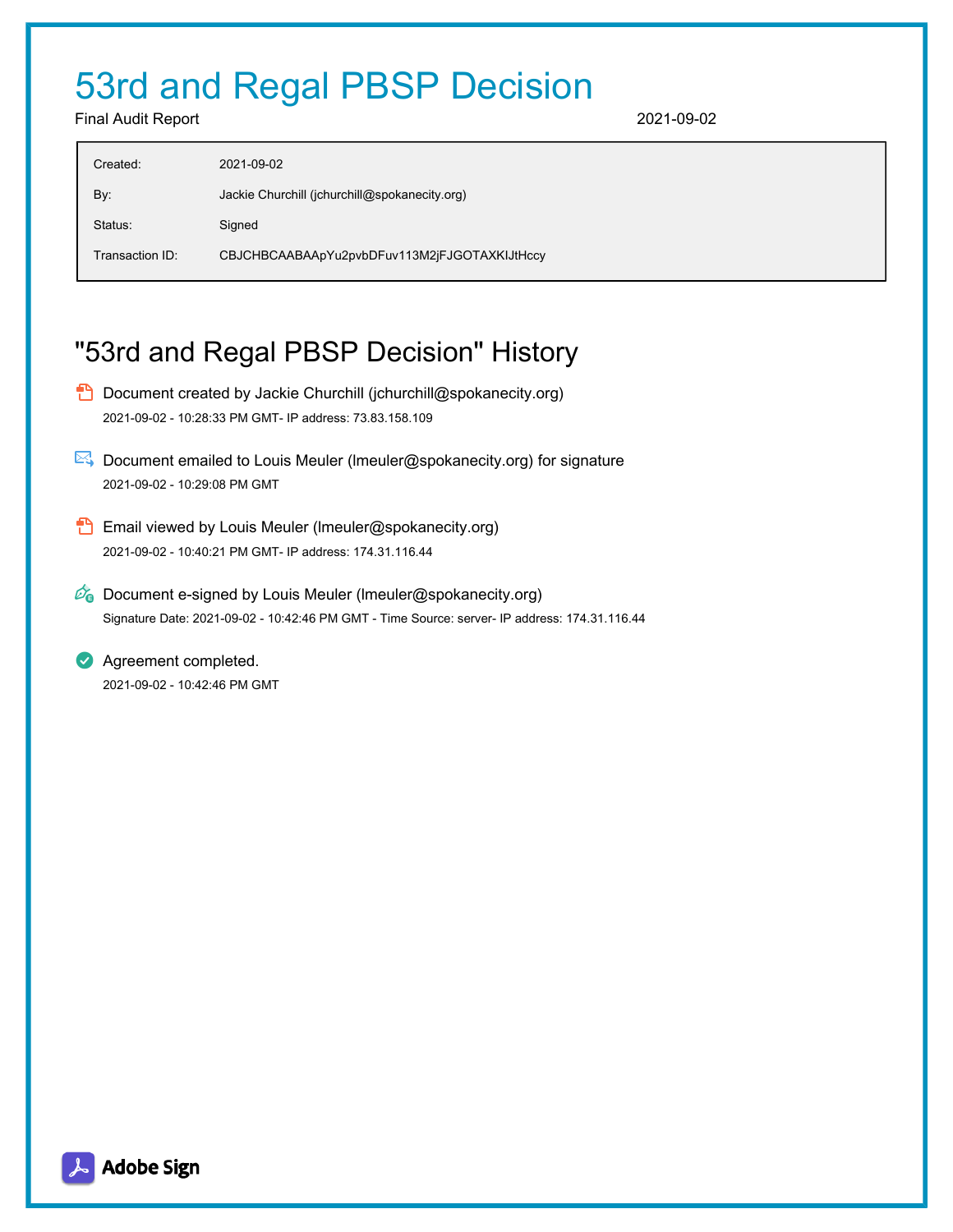# 53rd and Regal PBSP Decision

Final Audit Report 2021-09-02

| | |
|---|---|
| Created: | 2021-09-02 |
| By: | Jackie Churchill (jchurchill@spokanecity.org) |
| Status: | Signed |
| Transaction ID: | CBJCHBCAABAApYu2pvbDFuv113M2jFJGOTAXKIJtHccy |

## "53rd and Regal PBSP Decision" History

- Document created by Jackie Churchill (jchurchill@spokanecity.org)
  2021-09-02 - 10:28:33 PM GMT- IP address: 73.83.158.109

- Document emailed to Louis Meuler (lmeuler@spokanecity.org) for signature
  2021-09-02 - 10:29:08 PM GMT

- Email viewed by Louis Meuler (lmeuler@spokanecity.org)
  2021-09-02 - 10:40:21 PM GMT- IP address: 174.31.116.44

- Document e-signed by Louis Meuler (lmeuler@spokanecity.org)
  Signature Date: 2021-09-02 - 10:42:46 PM GMT - Time Source: server- IP address: 174.31.116.44

- Agreement completed.
  2021-09-02 - 10:42:46 PM GMT

Adobe Sign